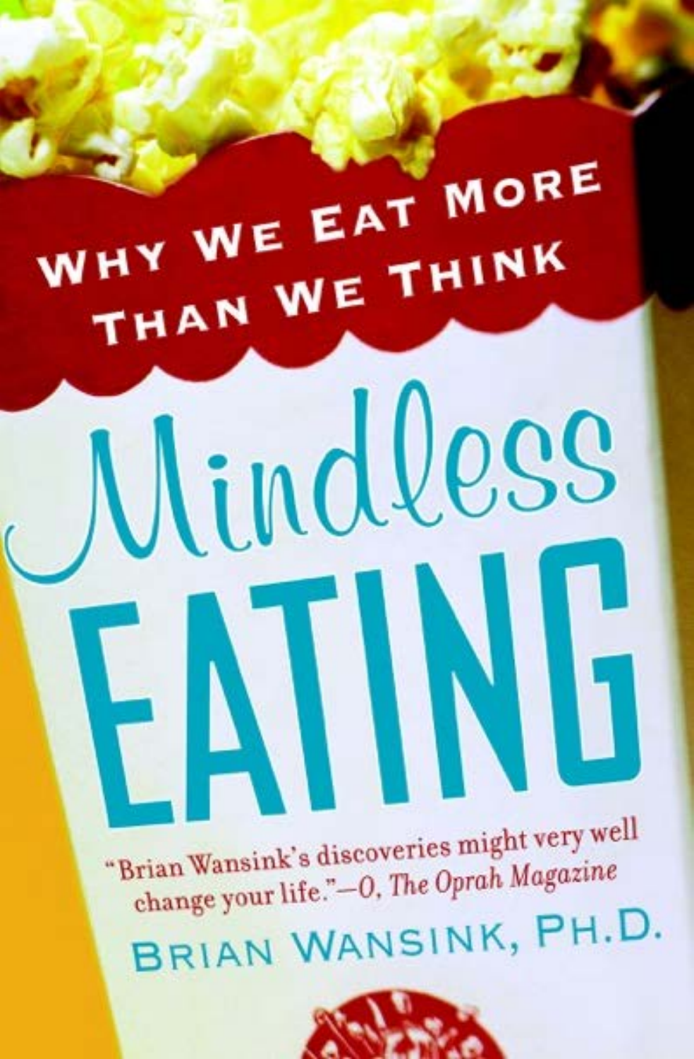# Mindless EATING

## Why We Eat More Than We Think

"Brian Wansink's discoveries might very well change your life."—*O, The Oprah Magazine*

BRIAN WANSINK, PH.D.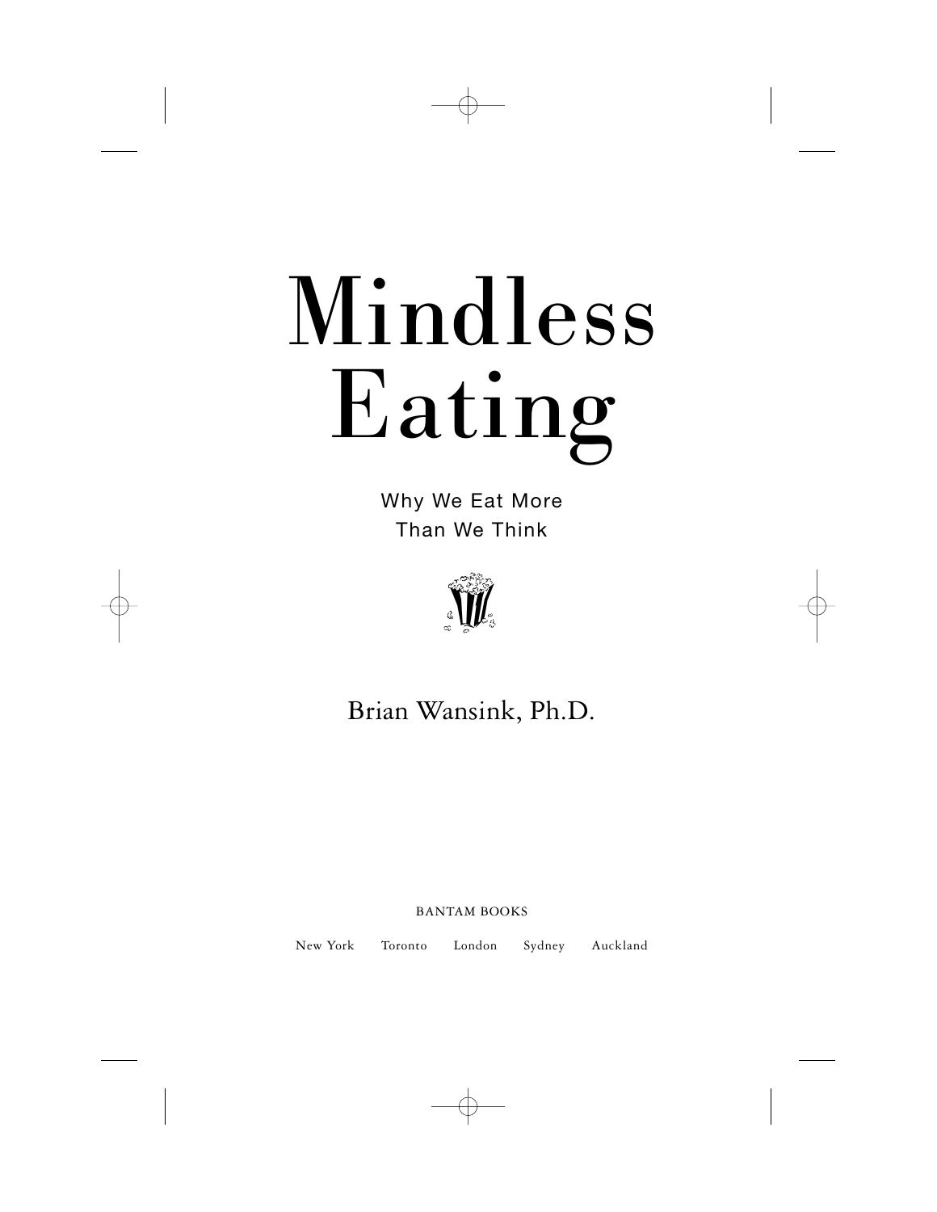# Mindless Eating

## Why We Eat More Than We Think

Brian Wansink, Ph.D.

BANTAM BOOKS

New York Toronto London Sydney Auckland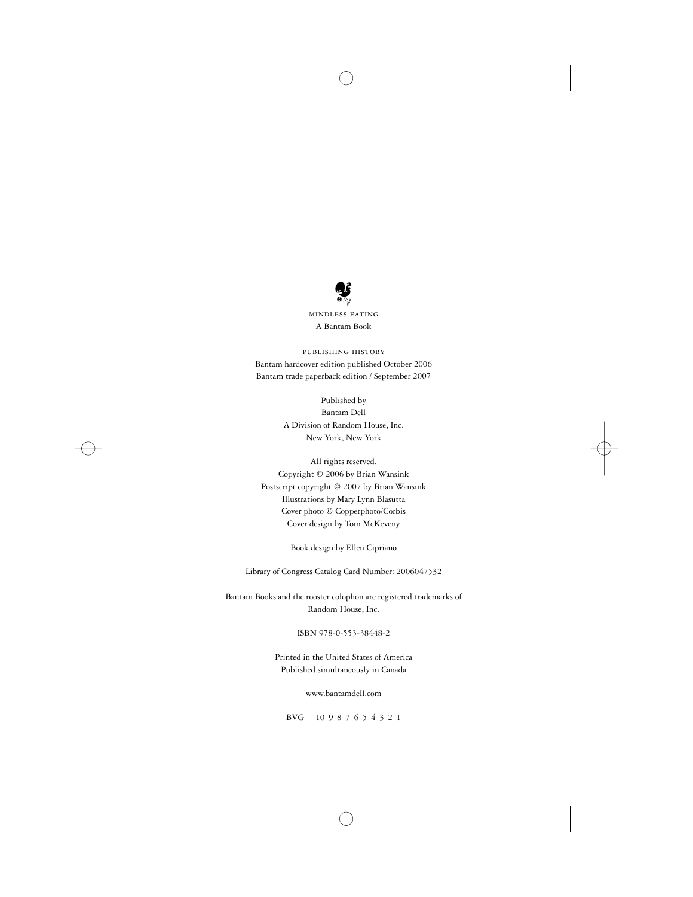MINDLESS EATING

A Bantam Book

PUBLISHING HISTORY

Bantam hardcover edition published October 2006

Bantam trade paperback edition / September 2007

Published by

Bantam Dell

A Division of Random House, Inc.

New York, New York

All rights reserved.

Copyright © 2006 by Brian Wansink

Postscript copyright © 2007 by Brian Wansink

Illustrations by Mary Lynn Blasutta

Cover photo © Copperphoto/Corbis

Cover design by Tom McKeveny

Book design by Ellen Cipriano

Library of Congress Catalog Card Number: 2006047532

Bantam Books and the rooster colophon are registered trademarks of Random House, Inc.

ISBN 978-0-553-38448-2

Printed in the United States of America

Published simultaneously in Canada

www.bantamdell.com

BVG 10 9 8 7 6 5 4 3 2 1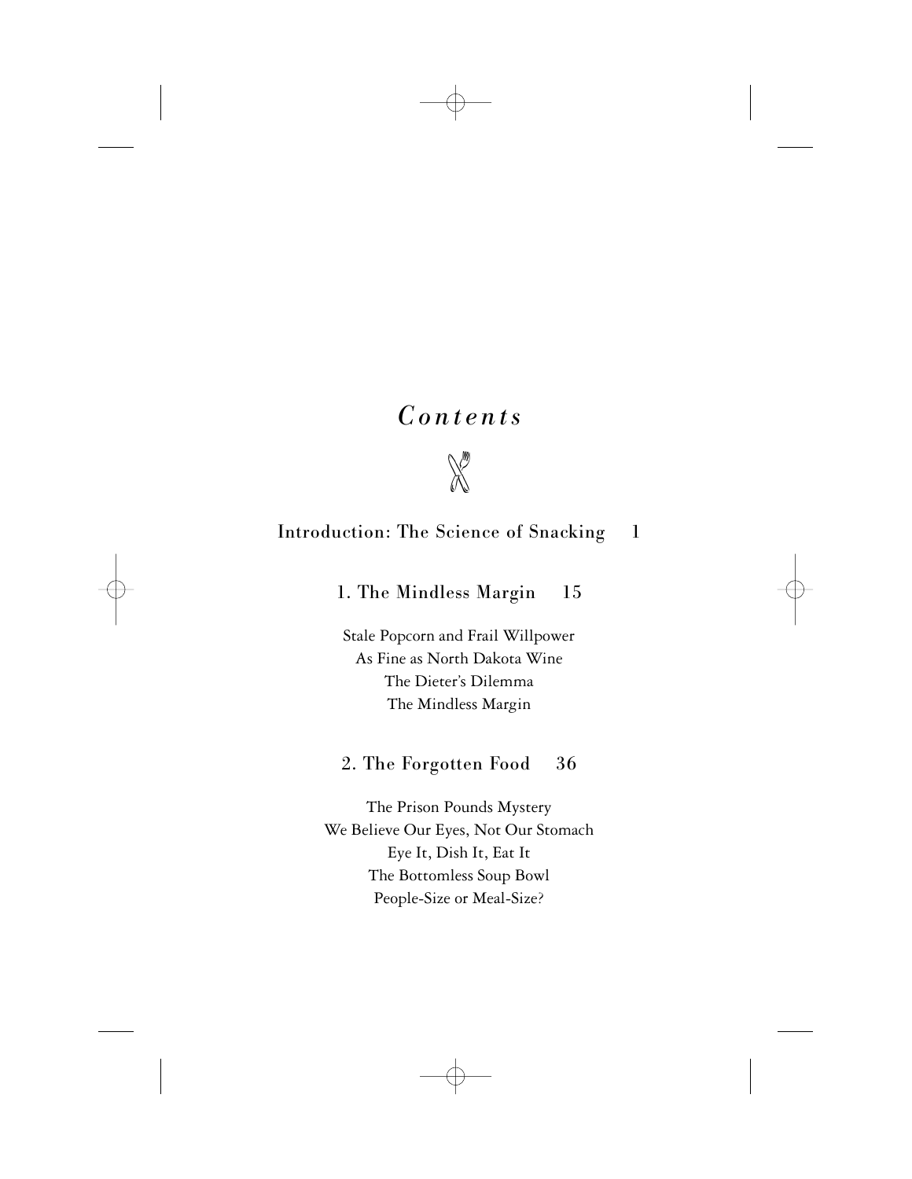# *Contents*

Introduction: The Science of Snacking 1

1. The Mindless Margin 15

Stale Popcorn and Frail Willpower
As Fine as North Dakota Wine
The Dieter's Dilemma
The Mindless Margin

2. The Forgotten Food 36

The Prison Pounds Mystery
We Believe Our Eyes, Not Our Stomach
Eye It, Dish It, Eat It
The Bottomless Soup Bowl
People-Size or Meal-Size?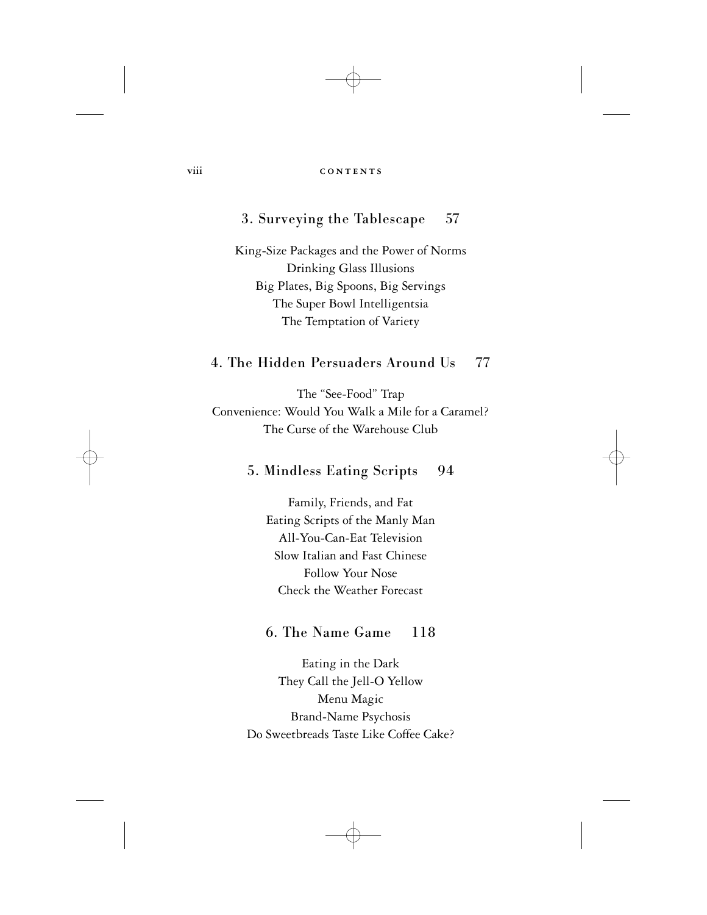## 3. Surveying the Tablescape 57

King-Size Packages and the Power of Norms
Drinking Glass Illusions
Big Plates, Big Spoons, Big Servings
The Super Bowl Intelligentsia
The Temptation of Variety

## 4. The Hidden Persuaders Around Us 77

The "See-Food" Trap
Convenience: Would You Walk a Mile for a Caramel?
The Curse of the Warehouse Club

## 5. Mindless Eating Scripts 94

Family, Friends, and Fat
Eating Scripts of the Manly Man
All-You-Can-Eat Television
Slow Italian and Fast Chinese
Follow Your Nose
Check the Weather Forecast

## 6. The Name Game 118

Eating in the Dark
They Call the Jell-O Yellow
Menu Magic
Brand-Name Psychosis
Do Sweetbreads Taste Like Coffee Cake?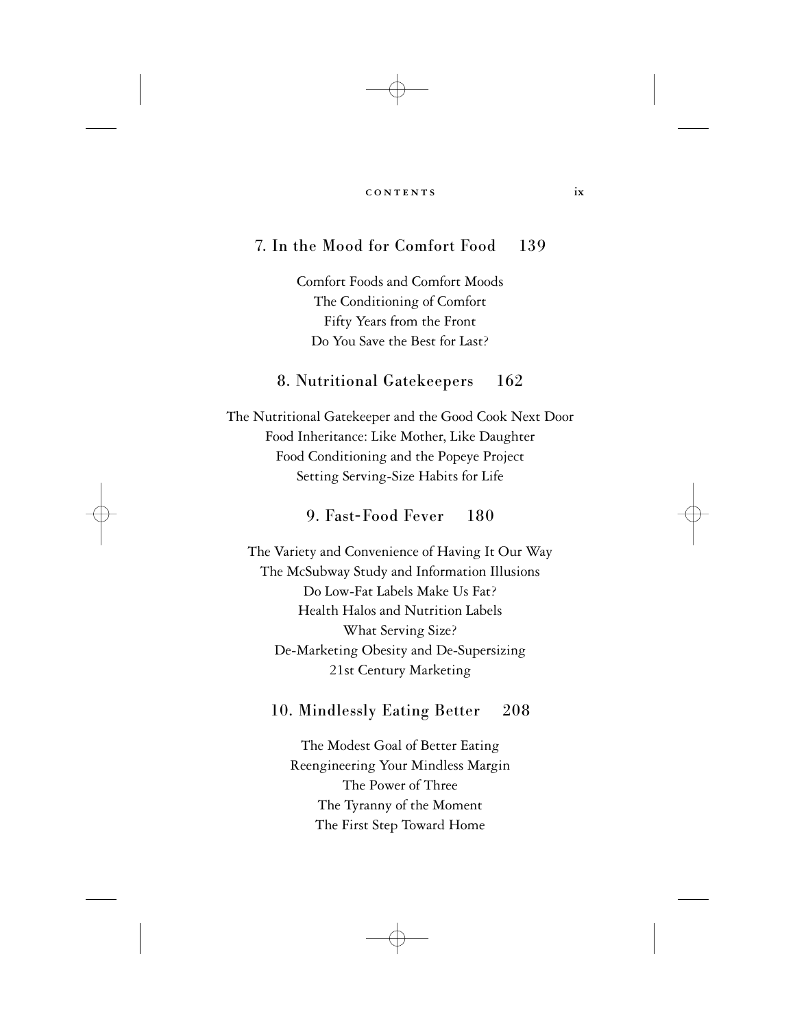## 7. In the Mood for Comfort Food 139

Comfort Foods and Comfort Moods
The Conditioning of Comfort
Fifty Years from the Front
Do You Save the Best for Last?

## 8. Nutritional Gatekeepers 162

The Nutritional Gatekeeper and the Good Cook Next Door
Food Inheritance: Like Mother, Like Daughter
Food Conditioning and the Popeye Project
Setting Serving-Size Habits for Life

## 9. Fast-Food Fever 180

The Variety and Convenience of Having It Our Way
The McSubway Study and Information Illusions
Do Low-Fat Labels Make Us Fat?
Health Halos and Nutrition Labels
What Serving Size?
De-Marketing Obesity and De-Supersizing
21st Century Marketing

## 10. Mindlessly Eating Better 208

The Modest Goal of Better Eating
Reengineering Your Mindless Margin
The Power of Three
The Tyranny of the Moment
The First Step Toward Home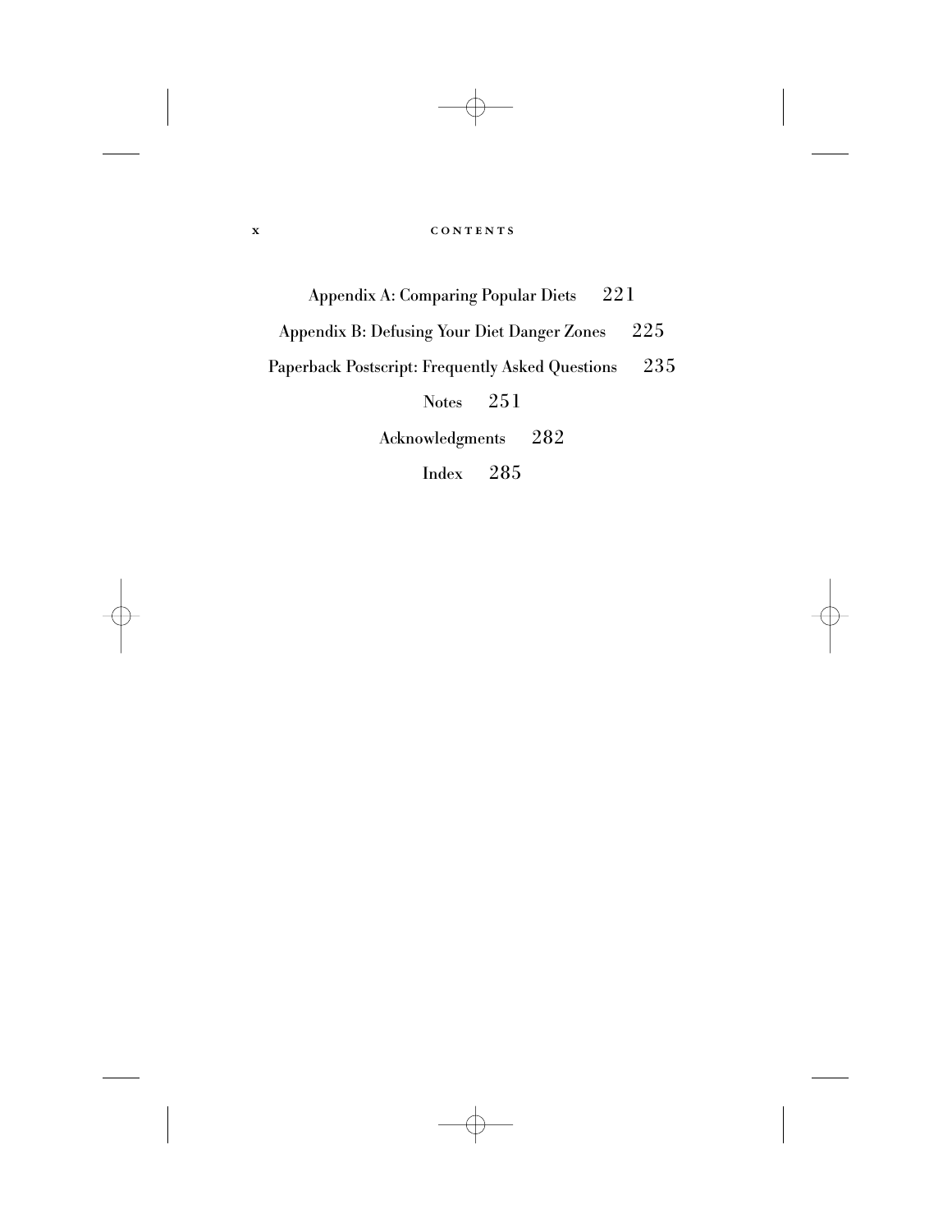Appendix A: Comparing Popular Diets 221

Appendix B: Defusing Your Diet Danger Zones 225

Paperback Postscript: Frequently Asked Questions 235

Notes 251

Acknowledgments 282

Index 285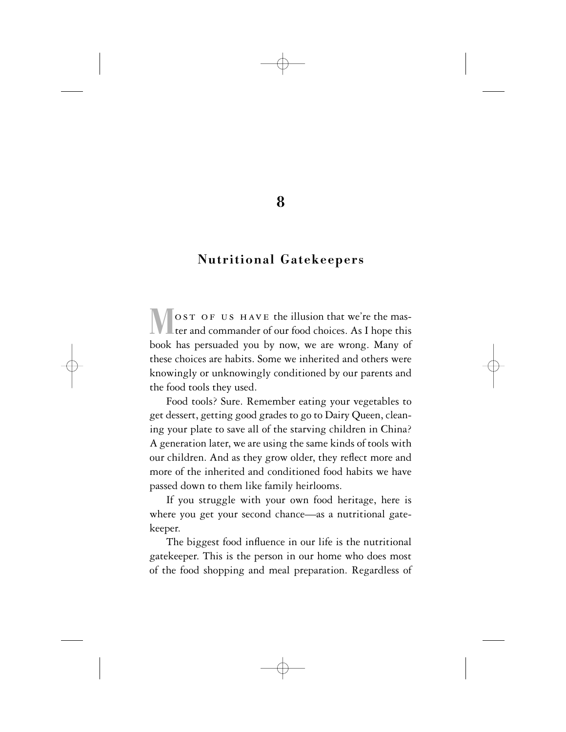# 8

## Nutritional Gatekeepers

MOST OF US HAVE the illusion that we're the master and commander of our food choices. As I hope this book has persuaded you by now, we are wrong. Many of these choices are habits. Some we inherited and others were knowingly or unknowingly conditioned by our parents and the food tools they used.

Food tools? Sure. Remember eating your vegetables to get dessert, getting good grades to go to Dairy Queen, cleaning your plate to save all of the starving children in China? A generation later, we are using the same kinds of tools with our children. And as they grow older, they reflect more and more of the inherited and conditioned food habits we have passed down to them like family heirlooms.

If you struggle with your own food heritage, here is where you get your second chance—as a nutritional gatekeeper.

The biggest food influence in our life is the nutritional gatekeeper. This is the person in our home who does most of the food shopping and meal preparation. Regardless of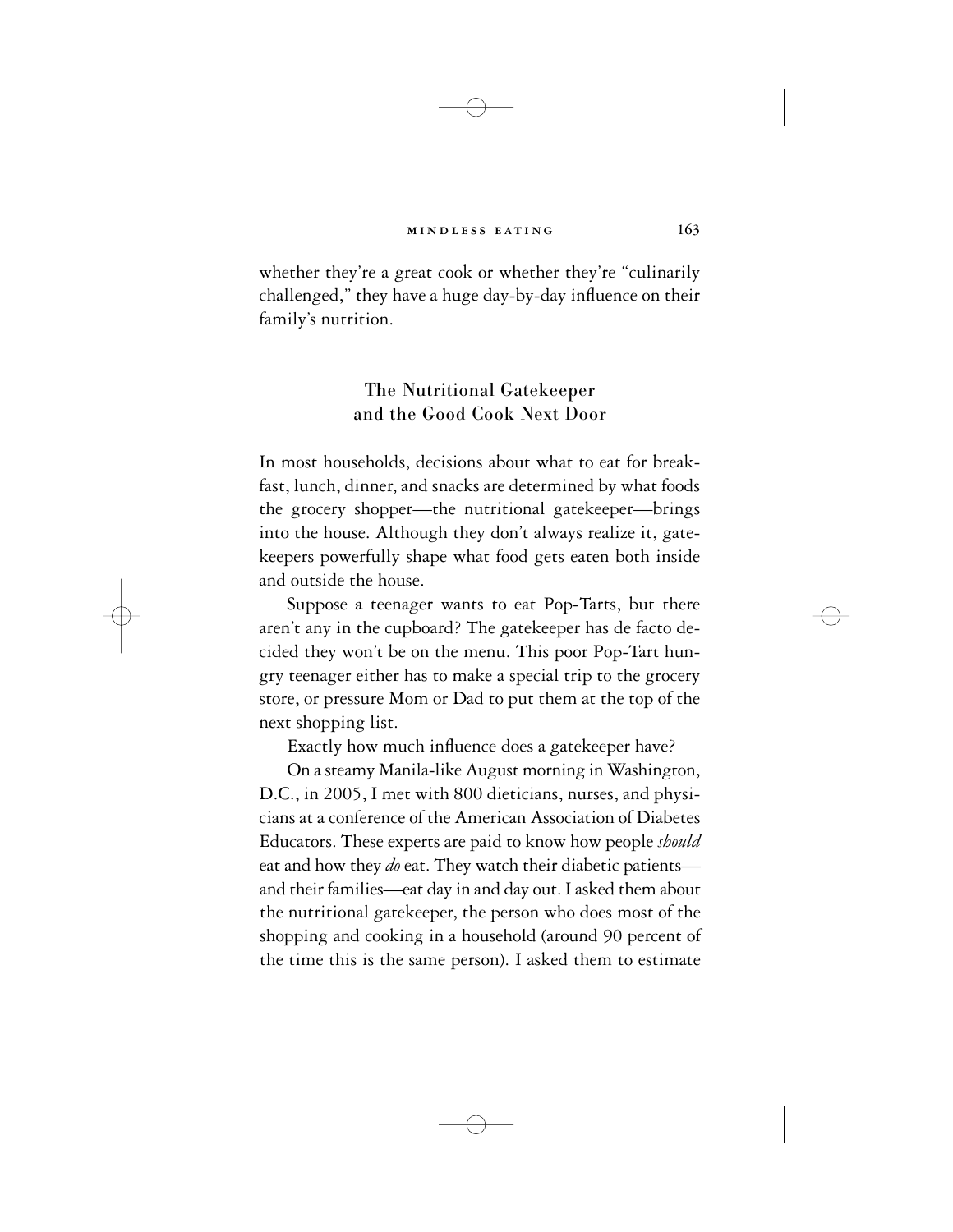whether they're a great cook or whether they're "culinarily challenged," they have a huge day-by-day influence on their family's nutrition.

## The Nutritional Gatekeeper and the Good Cook Next Door

In most households, decisions about what to eat for breakfast, lunch, dinner, and snacks are determined by what foods the grocery shopper—the nutritional gatekeeper—brings into the house. Although they don't always realize it, gatekeepers powerfully shape what food gets eaten both inside and outside the house.

Suppose a teenager wants to eat Pop-Tarts, but there aren't any in the cupboard? The gatekeeper has de facto decided they won't be on the menu. This poor Pop-Tart hungry teenager either has to make a special trip to the grocery store, or pressure Mom or Dad to put them at the top of the next shopping list.

Exactly how much influence does a gatekeeper have?

On a steamy Manila-like August morning in Washington, D.C., in 2005, I met with 800 dieticians, nurses, and physicians at a conference of the American Association of Diabetes Educators. These experts are paid to know how people *should* eat and how they *do* eat. They watch their diabetic patients—and their families—eat day in and day out. I asked them about the nutritional gatekeeper, the person who does most of the shopping and cooking in a household (around 90 percent of the time this is the same person). I asked them to estimate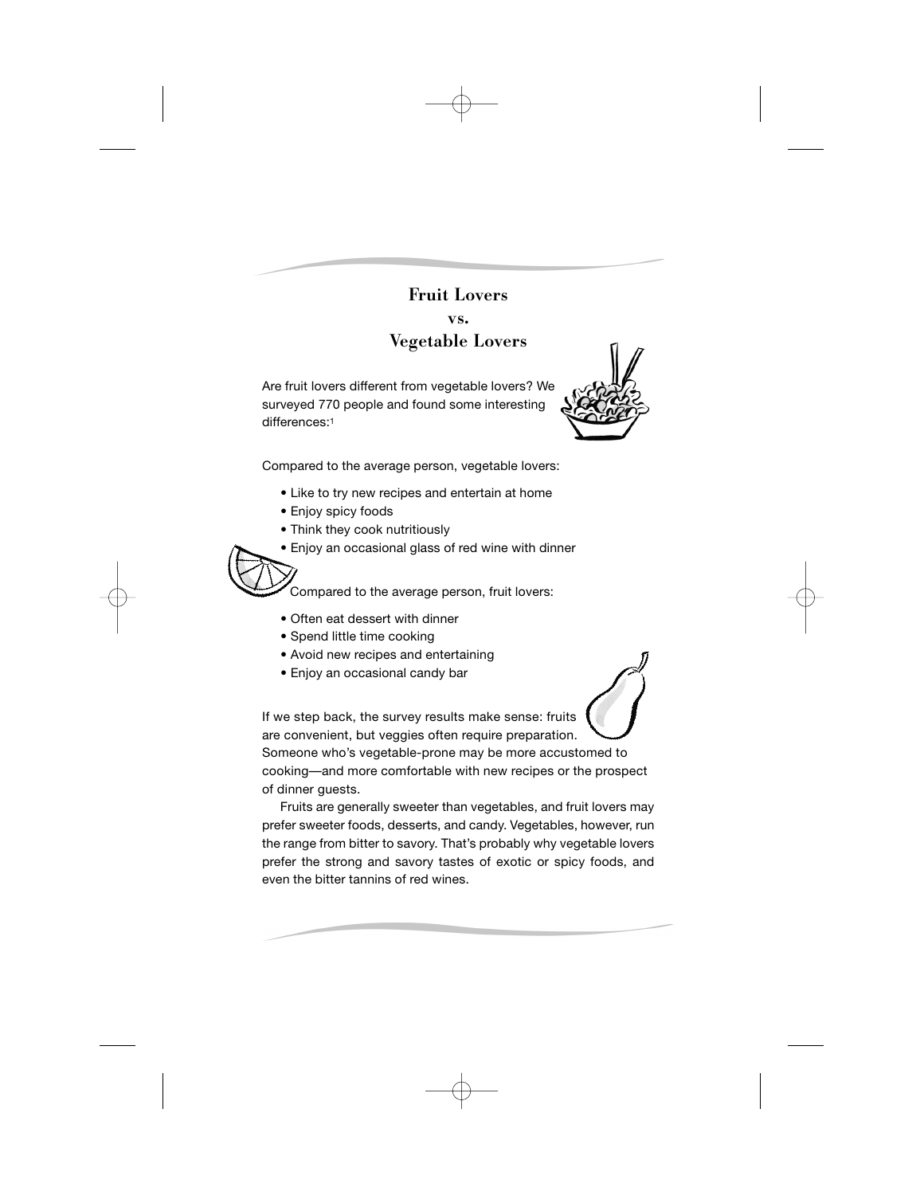# Fruit Lovers vs. Vegetable Lovers

Are fruit lovers different from vegetable lovers? We surveyed 770 people and found some interesting differences:[1]

Compared to the average person, vegetable lovers:

- Like to try new recipes and entertain at home
- Enjoy spicy foods
- Think they cook nutritiously
- Enjoy an occasional glass of red wine with dinner

Compared to the average person, fruit lovers:

- Often eat dessert with dinner
- Spend little time cooking
- Avoid new recipes and entertaining
- Enjoy an occasional candy bar

If we step back, the survey results make sense: fruits are convenient, but veggies often require preparation. Someone who's vegetable-prone may be more accustomed to cooking—and more comfortable with new recipes or the prospect of dinner guests.

Fruits are generally sweeter than vegetables, and fruit lovers may prefer sweeter foods, desserts, and candy. Vegetables, however, run the range from bitter to savory. That's probably why vegetable lovers prefer the strong and savory tastes of exotic or spicy foods, and even the bitter tannins of red wines.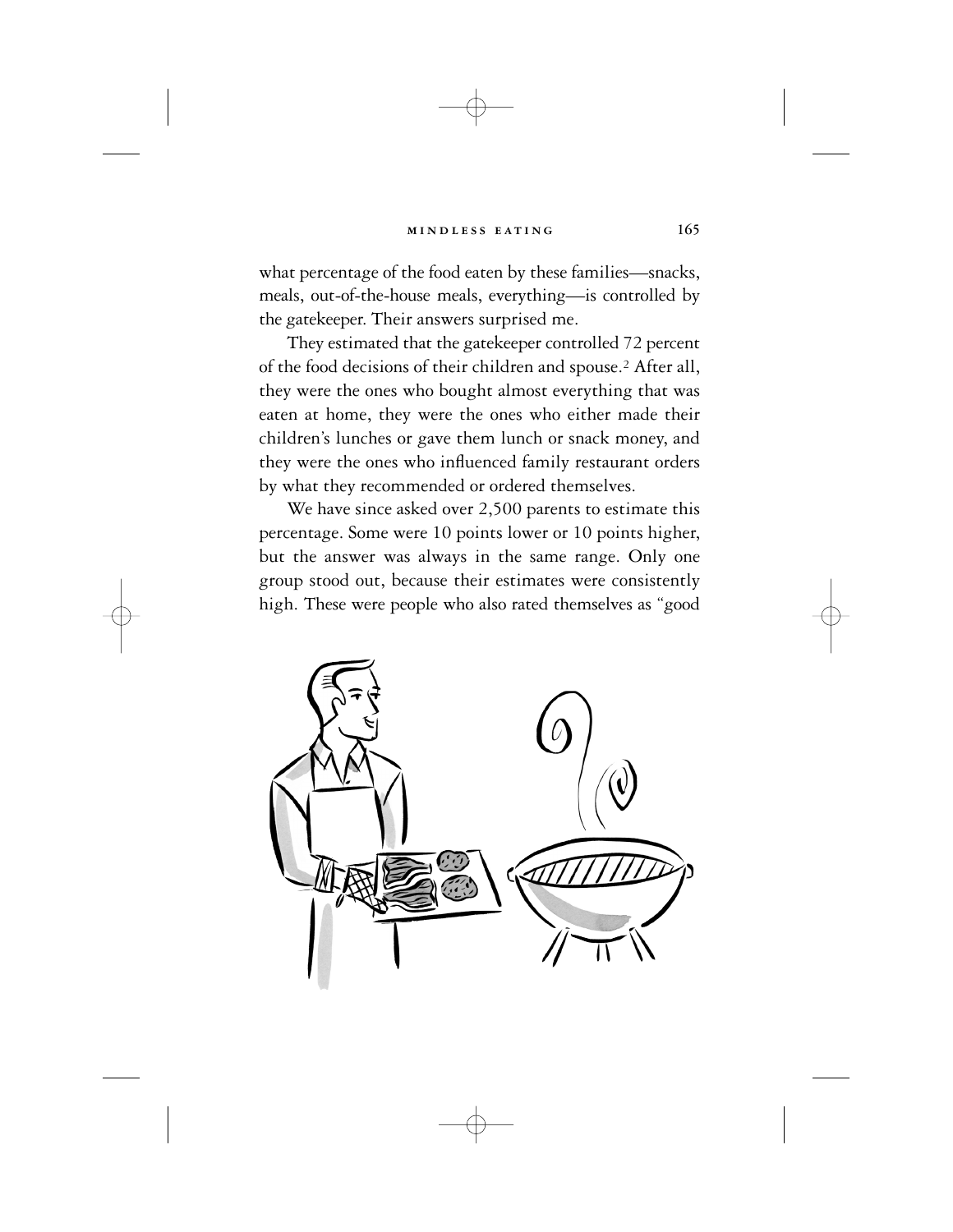what percentage of the food eaten by these families—snacks, meals, out-of-the-house meals, everything—is controlled by the gatekeeper. Their answers surprised me.

They estimated that the gatekeeper controlled 72 percent of the food decisions of their children and spouse.[2] After all, they were the ones who bought almost everything that was eaten at home, they were the ones who either made their children's lunches or gave them lunch or snack money, and they were the ones who influenced family restaurant orders by what they recommended or ordered themselves.

We have since asked over 2,500 parents to estimate this percentage. Some were 10 points lower or 10 points higher, but the answer was always in the same range. Only one group stood out, because their estimates were consistently high. These were people who also rated themselves as "good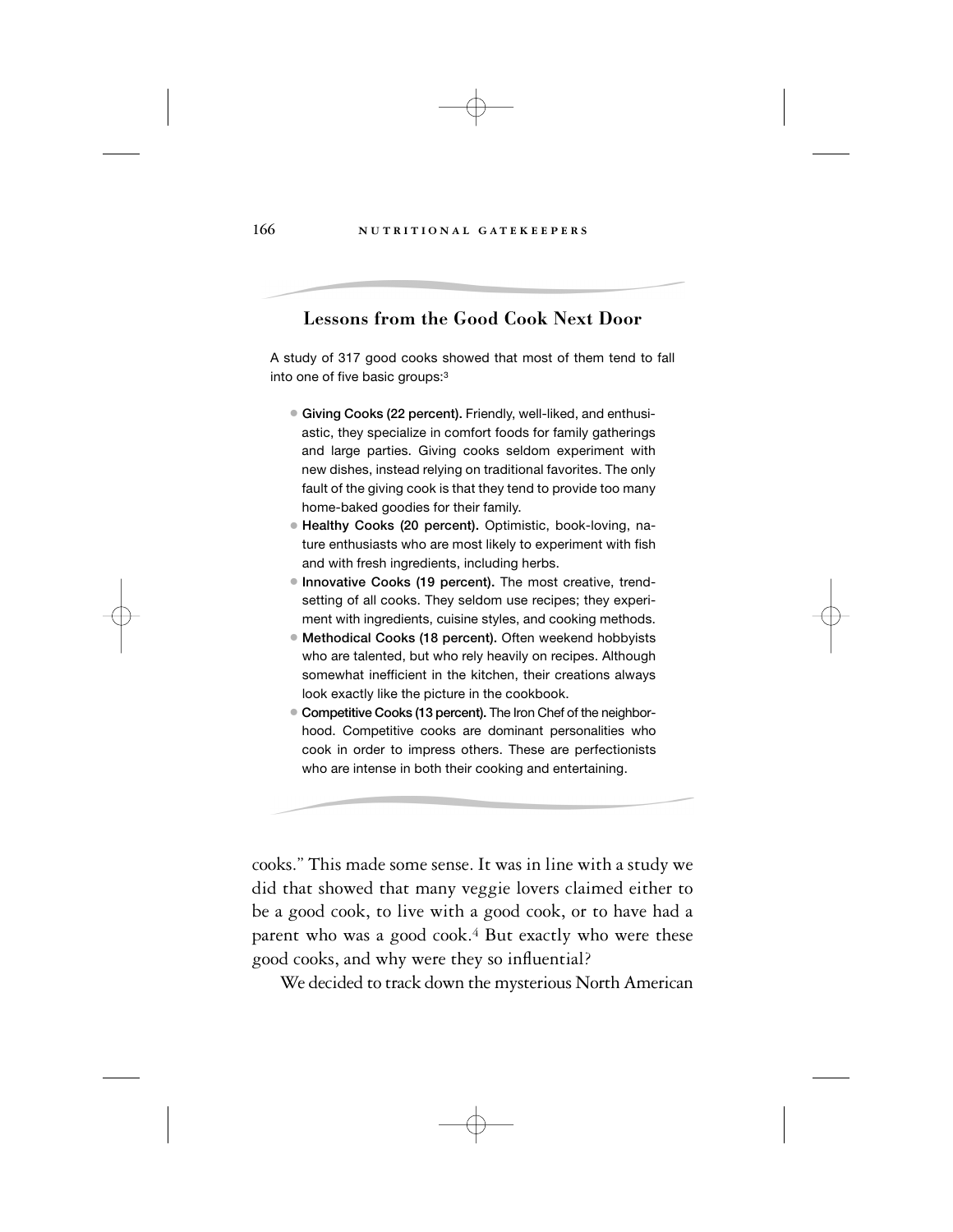## Lessons from the Good Cook Next Door

A study of 317 good cooks showed that most of them tend to fall into one of five basic groups:[3]

- **Giving Cooks (22 percent).** Friendly, well-liked, and enthusiastic, they specialize in comfort foods for family gatherings and large parties. Giving cooks seldom experiment with new dishes, instead relying on traditional favorites. The only fault of the giving cook is that they tend to provide too many home-baked goodies for their family.
- **Healthy Cooks (20 percent).** Optimistic, book-loving, nature enthusiasts who are most likely to experiment with fish and with fresh ingredients, including herbs.
- **Innovative Cooks (19 percent).** The most creative, trendsetting of all cooks. They seldom use recipes; they experiment with ingredients, cuisine styles, and cooking methods.
- **Methodical Cooks (18 percent).** Often weekend hobbyists who are talented, but who rely heavily on recipes. Although somewhat inefficient in the kitchen, their creations always look exactly like the picture in the cookbook.
- **Competitive Cooks (13 percent).** The Iron Chef of the neighborhood. Competitive cooks are dominant personalities who cook in order to impress others. These are perfectionists who are intense in both their cooking and entertaining.

cooks." This made some sense. It was in line with a study we did that showed that many veggie lovers claimed either to be a good cook, to live with a good cook, or to have had a parent who was a good cook.[4] But exactly who were these good cooks, and why were they so influential?

We decided to track down the mysterious North American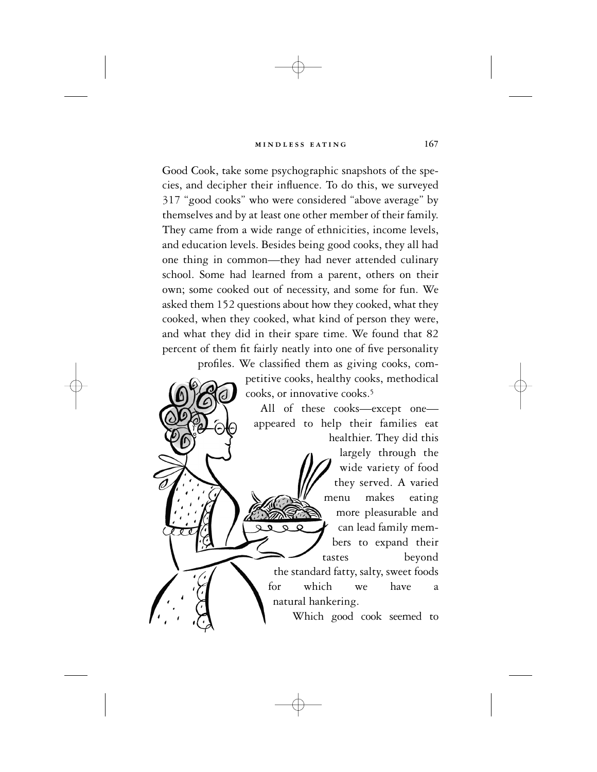Good Cook, take some psychographic snapshots of the species, and decipher their influence. To do this, we surveyed 317 "good cooks" who were considered "above average" by themselves and by at least one other member of their family. They came from a wide range of ethnicities, income levels, and education levels. Besides being good cooks, they all had one thing in common—they had never attended culinary school. Some had learned from a parent, others on their own; some cooked out of necessity, and some for fun. We asked them 152 questions about how they cooked, what they cooked, when they cooked, what kind of person they were, and what they did in their spare time. We found that 82 percent of them fit fairly neatly into one of five personality profiles. We classified them as giving cooks, competitive cooks, healthy cooks, methodical cooks, or innovative cooks.[5]

All of these cooks—except one—appeared to help their families eat healthier. They did this largely through the wide variety of food they served. A varied menu makes eating more pleasurable and can lead family members to expand their tastes beyond the standard fatty, salty, sweet foods for which we have a natural hankering.

Which good cook seemed to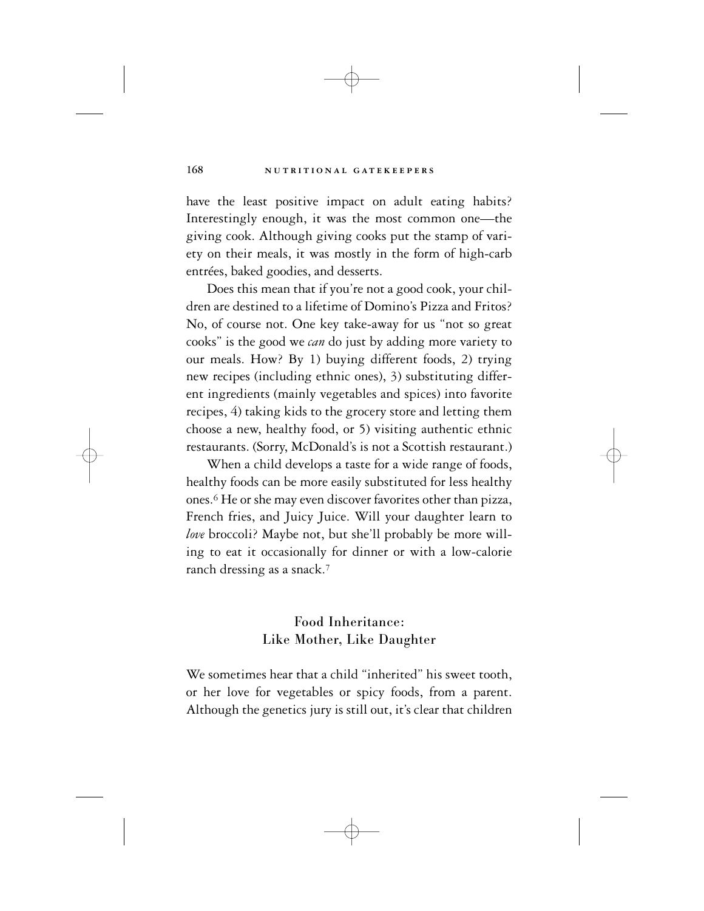have the least positive impact on adult eating habits? Interestingly enough, it was the most common one—the giving cook. Although giving cooks put the stamp of variety on their meals, it was mostly in the form of high-carb entrées, baked goodies, and desserts.

Does this mean that if you're not a good cook, your children are destined to a lifetime of Domino's Pizza and Fritos? No, of course not. One key take-away for us "not so great cooks" is the good we *can* do just by adding more variety to our meals. How? By 1) buying different foods, 2) trying new recipes (including ethnic ones), 3) substituting different ingredients (mainly vegetables and spices) into favorite recipes, 4) taking kids to the grocery store and letting them choose a new, healthy food, or 5) visiting authentic ethnic restaurants. (Sorry, McDonald's is not a Scottish restaurant.)

When a child develops a taste for a wide range of foods, healthy foods can be more easily substituted for less healthy ones.[6] He or she may even discover favorites other than pizza, French fries, and Juicy Juice. Will your daughter learn to *love* broccoli? Maybe not, but she'll probably be more willing to eat it occasionally for dinner or with a low-calorie ranch dressing as a snack.[7]

## Food Inheritance: Like Mother, Like Daughter

We sometimes hear that a child "inherited" his sweet tooth, or her love for vegetables or spicy foods, from a parent. Although the genetics jury is still out, it's clear that children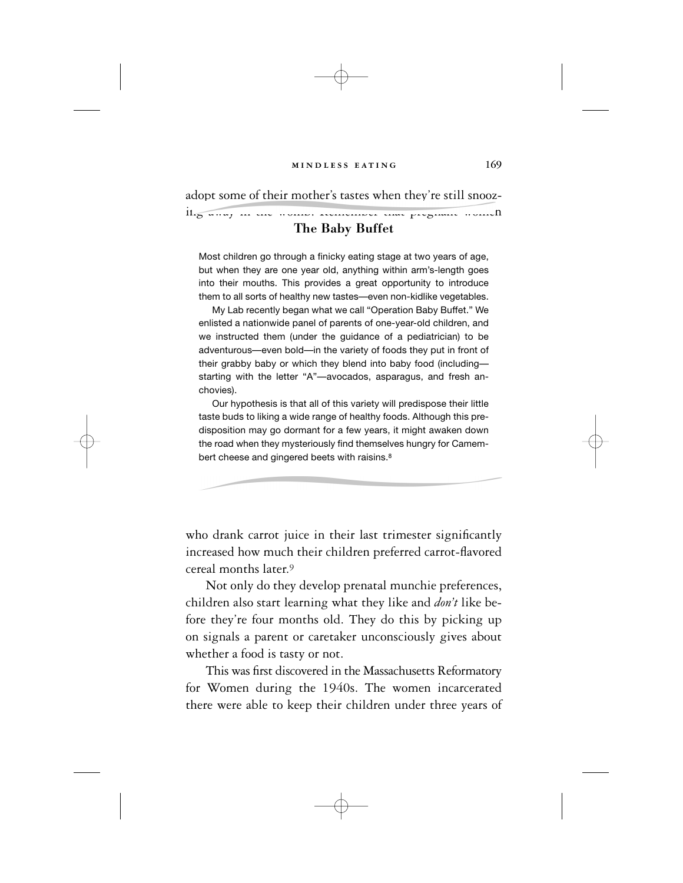adopt some of their mother's tastes when they're still snoozing away in the womb. Remember that pregnant women

### The Baby Buffet

Most children go through a finicky eating stage at two years of age, but when they are one year old, anything within arm's-length goes into their mouths. This provides a great opportunity to introduce them to all sorts of healthy new tastes—even non-kidlike vegetables.

My Lab recently began what we call "Operation Baby Buffet." We enlisted a nationwide panel of parents of one-year-old children, and we instructed them (under the guidance of a pediatrician) to be adventurous—even bold—in the variety of foods they put in front of their grabby baby or which they blend into baby food (including—starting with the letter "A"—avocados, asparagus, and fresh anchovies).

Our hypothesis is that all of this variety will predispose their little taste buds to liking a wide range of healthy foods. Although this predisposition may go dormant for a few years, it might awaken down the road when they mysteriously find themselves hungry for Camembert cheese and gingered beets with raisins.[8]

who drank carrot juice in their last trimester significantly increased how much their children preferred carrot-flavored cereal months later.[9]

Not only do they develop prenatal munchie preferences, children also start learning what they like and *don't* like before they're four months old. They do this by picking up on signals a parent or caretaker unconsciously gives about whether a food is tasty or not.

This was first discovered in the Massachusetts Reformatory for Women during the 1940s. The women incarcerated there were able to keep their children under three years of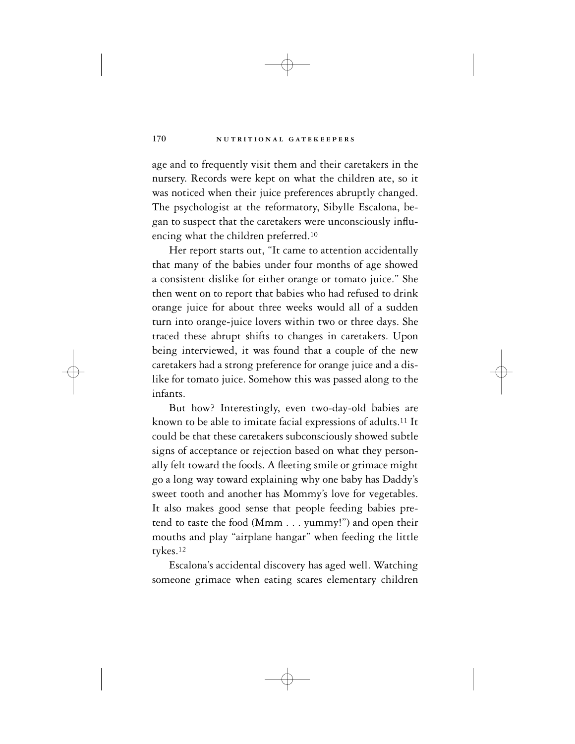age and to frequently visit them and their caretakers in the nursery. Records were kept on what the children ate, so it was noticed when their juice preferences abruptly changed. The psychologist at the reformatory, Sibylle Escalona, began to suspect that the caretakers were unconsciously influencing what the children preferred.[10]

Her report starts out, "It came to attention accidentally that many of the babies under four months of age showed a consistent dislike for either orange or tomato juice." She then went on to report that babies who had refused to drink orange juice for about three weeks would all of a sudden turn into orange-juice lovers within two or three days. She traced these abrupt shifts to changes in caretakers. Upon being interviewed, it was found that a couple of the new caretakers had a strong preference for orange juice and a dislike for tomato juice. Somehow this was passed along to the infants.

But how? Interestingly, even two-day-old babies are known to be able to imitate facial expressions of adults.[11] It could be that these caretakers subconsciously showed subtle signs of acceptance or rejection based on what they personally felt toward the foods. A fleeting smile or grimace might go a long way toward explaining why one baby has Daddy's sweet tooth and another has Mommy's love for vegetables. It also makes good sense that people feeding babies pretend to taste the food (Mmm . . . yummy!") and open their mouths and play "airplane hangar" when feeding the little tykes.[12]

Escalona's accidental discovery has aged well. Watching someone grimace when eating scares elementary children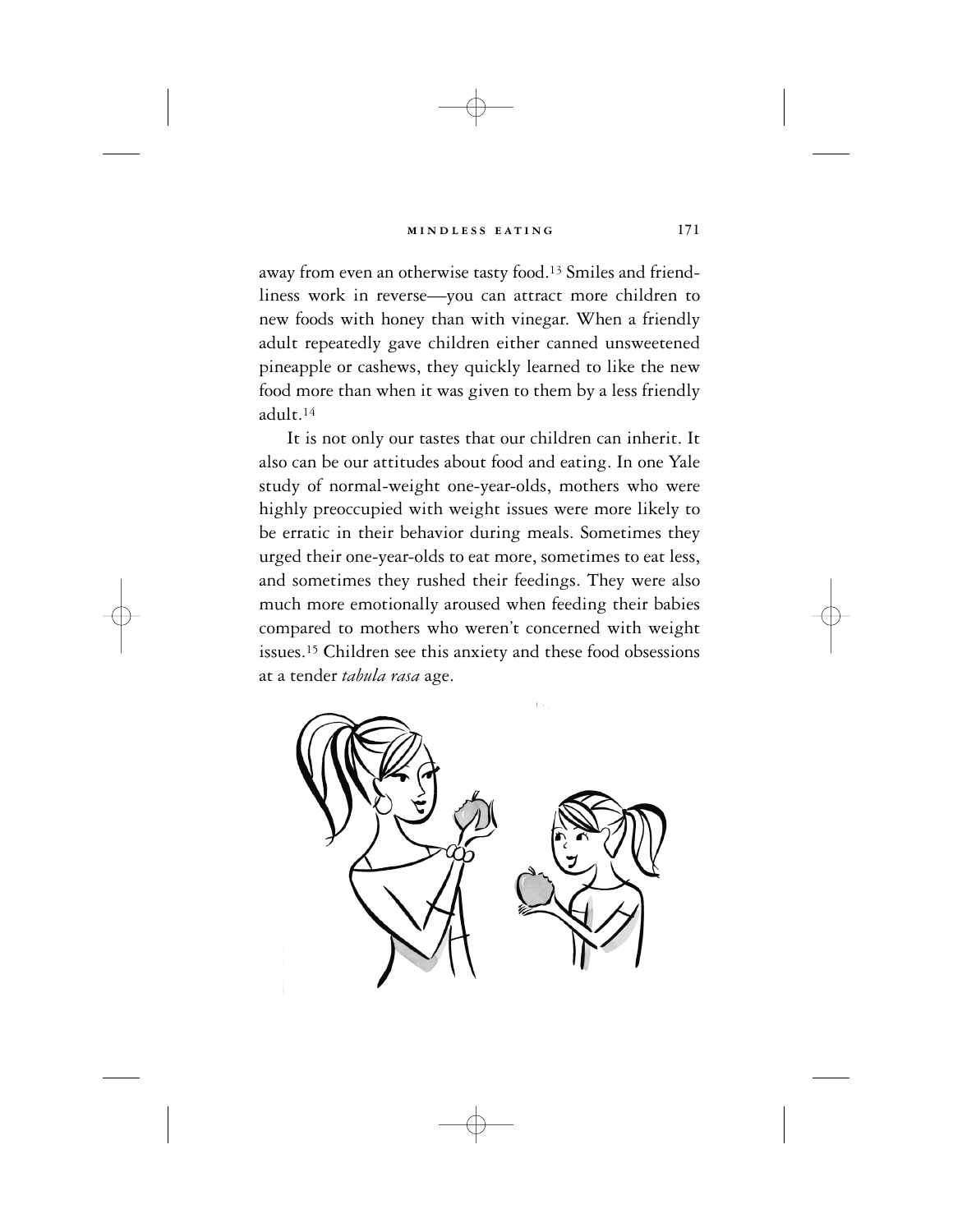away from even an otherwise tasty food.[13] Smiles and friendliness work in reverse—you can attract more children to new foods with honey than with vinegar. When a friendly adult repeatedly gave children either canned unsweetened pineapple or cashews, they quickly learned to like the new food more than when it was given to them by a less friendly adult.[14]

It is not only our tastes that our children can inherit. It also can be our attitudes about food and eating. In one Yale study of normal-weight one-year-olds, mothers who were highly preoccupied with weight issues were more likely to be erratic in their behavior during meals. Sometimes they urged their one-year-olds to eat more, sometimes to eat less, and sometimes they rushed their feedings. They were also much more emotionally aroused when feeding their babies compared to mothers who weren't concerned with weight issues.[15] Children see this anxiety and these food obsessions at a tender *tabula rasa* age.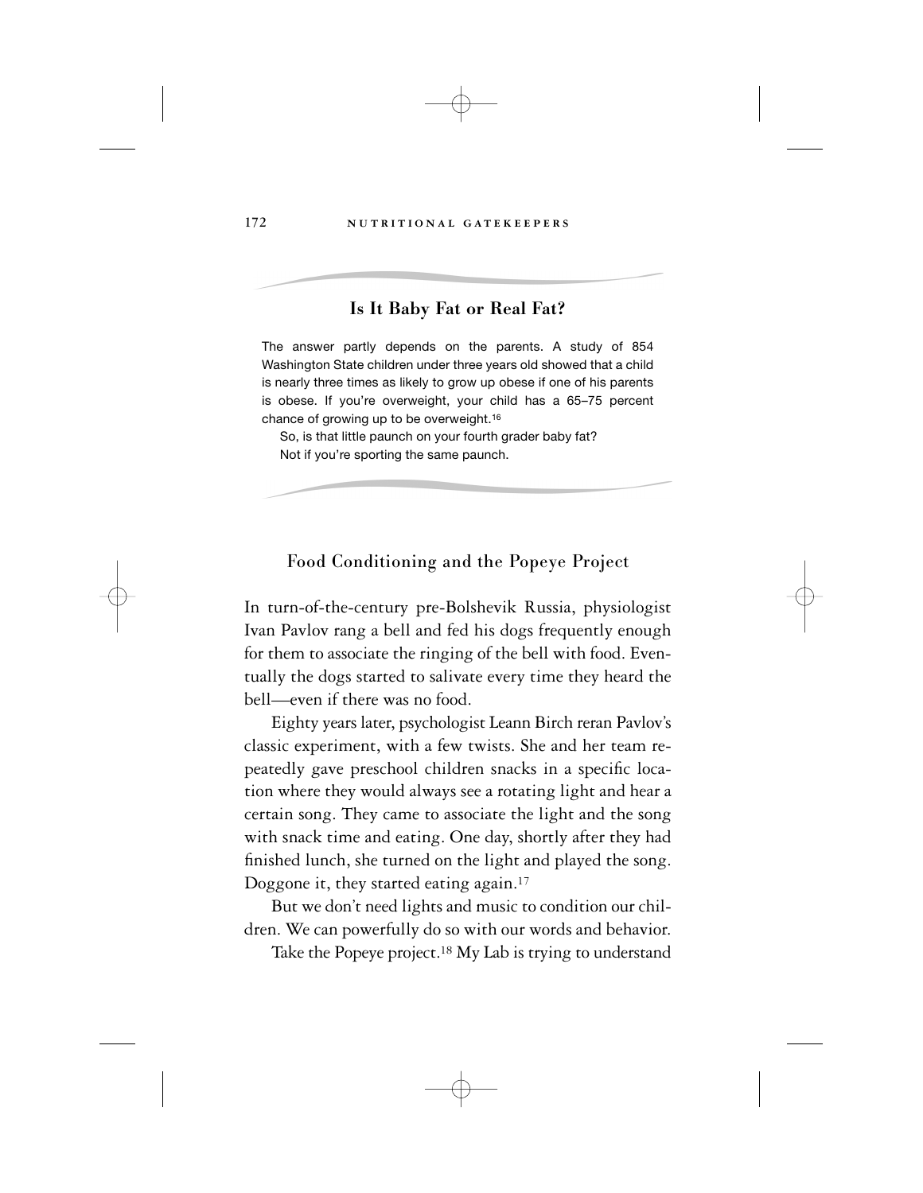### Is It Baby Fat or Real Fat?

The answer partly depends on the parents. A study of 854 Washington State children under three years old showed that a child is nearly three times as likely to grow up obese if one of his parents is obese. If you're overweight, your child has a 65–75 percent chance of growing up to be overweight.[16]

So, is that little paunch on your fourth grader baby fat?

Not if you're sporting the same paunch.

## Food Conditioning and the Popeye Project

In turn-of-the-century pre-Bolshevik Russia, physiologist Ivan Pavlov rang a bell and fed his dogs frequently enough for them to associate the ringing of the bell with food. Eventually the dogs started to salivate every time they heard the bell—even if there was no food.

Eighty years later, psychologist Leann Birch reran Pavlov's classic experiment, with a few twists. She and her team repeatedly gave preschool children snacks in a specific location where they would always see a rotating light and hear a certain song. They came to associate the light and the song with snack time and eating. One day, shortly after they had finished lunch, she turned on the light and played the song. Doggone it, they started eating again.[17]

But we don't need lights and music to condition our children. We can powerfully do so with our words and behavior.

Take the Popeye project.[18] My Lab is trying to understand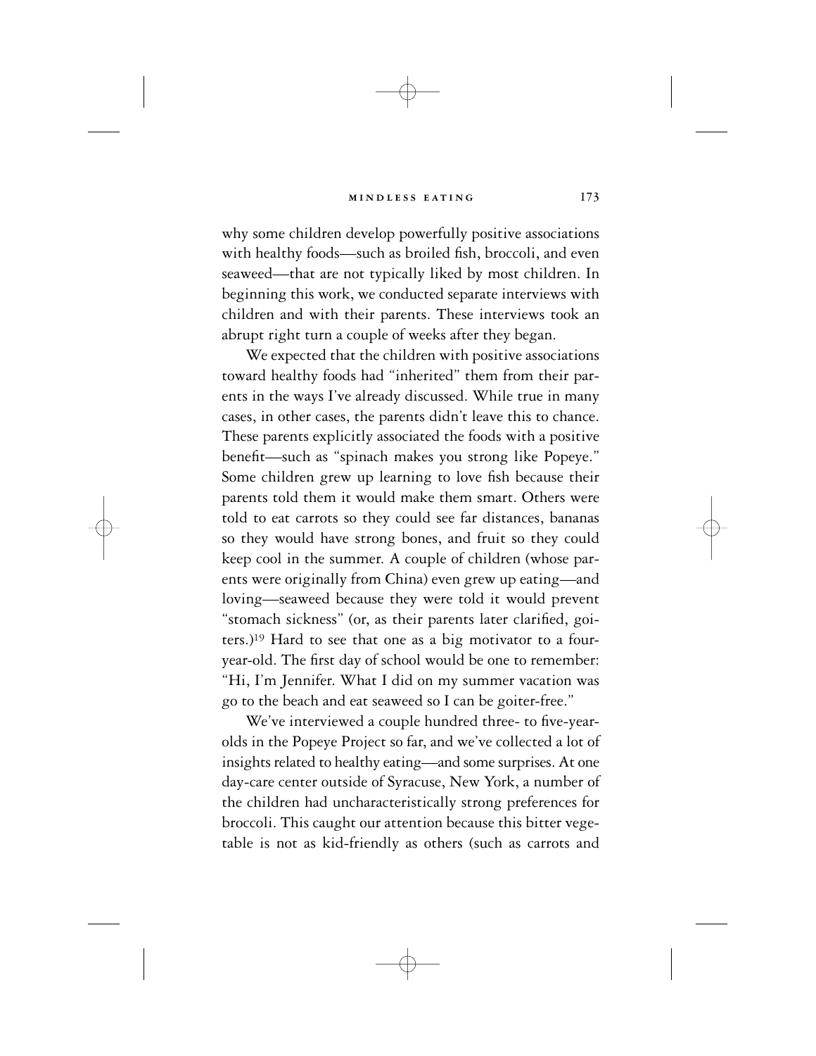why some children develop powerfully positive associations with healthy foods—such as broiled fish, broccoli, and even seaweed—that are not typically liked by most children. In beginning this work, we conducted separate interviews with children and with their parents. These interviews took an abrupt right turn a couple of weeks after they began.

We expected that the children with positive associations toward healthy foods had "inherited" them from their parents in the ways I've already discussed. While true in many cases, in other cases, the parents didn't leave this to chance. These parents explicitly associated the foods with a positive benefit—such as "spinach makes you strong like Popeye." Some children grew up learning to love fish because their parents told them it would make them smart. Others were told to eat carrots so they could see far distances, bananas so they would have strong bones, and fruit so they could keep cool in the summer. A couple of children (whose parents were originally from China) even grew up eating—and loving—seaweed because they were told it would prevent "stomach sickness" (or, as their parents later clarified, goiters.)[19] Hard to see that one as a big motivator to a four-year-old. The first day of school would be one to remember: "Hi, I'm Jennifer. What I did on my summer vacation was go to the beach and eat seaweed so I can be goiter-free."

We've interviewed a couple hundred three- to five-year-olds in the Popeye Project so far, and we've collected a lot of insights related to healthy eating—and some surprises. At one day-care center outside of Syracuse, New York, a number of the children had uncharacteristically strong preferences for broccoli. This caught our attention because this bitter vegetable is not as kid-friendly as others (such as carrots and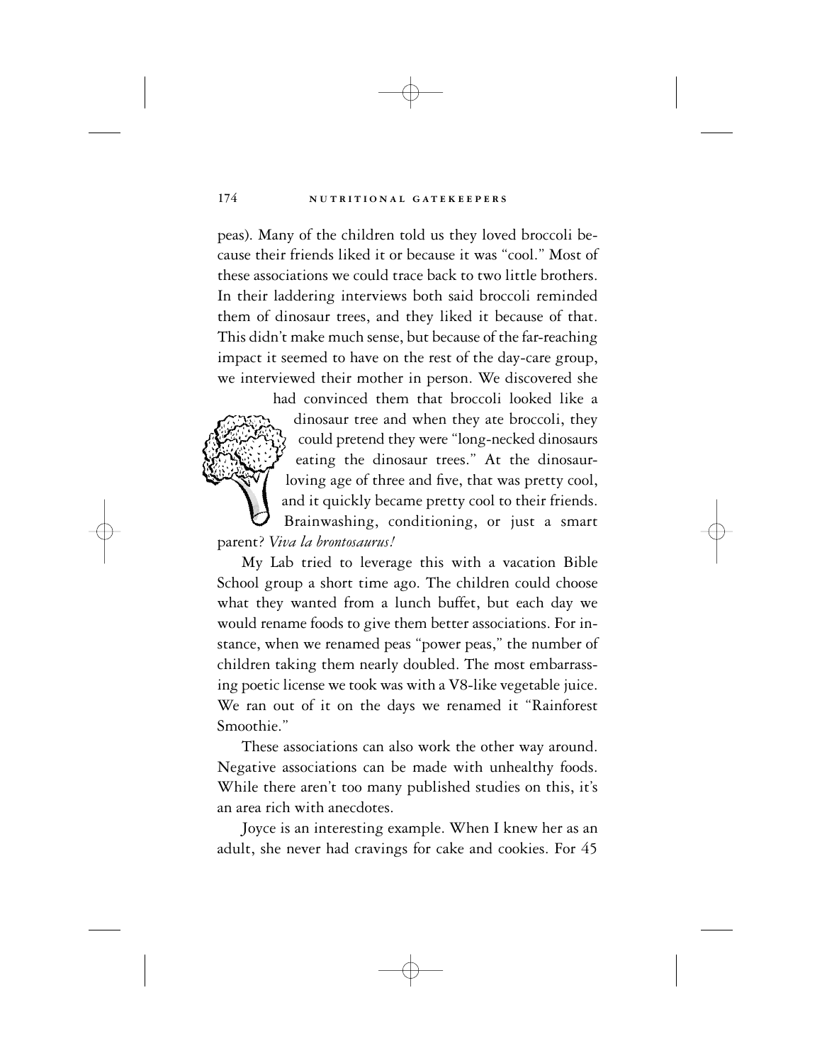peas). Many of the children told us they loved broccoli because their friends liked it or because it was "cool." Most of these associations we could trace back to two little brothers. In their laddering interviews both said broccoli reminded them of dinosaur trees, and they liked it because of that. This didn't make much sense, but because of the far-reaching impact it seemed to have on the rest of the day-care group, we interviewed their mother in person. We discovered she had convinced them that broccoli looked like a dinosaur tree and when they ate broccoli, they could pretend they were "long-necked dinosaurs eating the dinosaur trees." At the dinosaur-loving age of three and five, that was pretty cool, and it quickly became pretty cool to their friends. Brainwashing, conditioning, or just a smart parent? *Viva la brontosaurus!*

My Lab tried to leverage this with a vacation Bible School group a short time ago. The children could choose what they wanted from a lunch buffet, but each day we would rename foods to give them better associations. For instance, when we renamed peas "power peas," the number of children taking them nearly doubled. The most embarrassing poetic license we took was with a V8-like vegetable juice. We ran out of it on the days we renamed it "Rainforest Smoothie."

These associations can also work the other way around. Negative associations can be made with unhealthy foods. While there aren't too many published studies on this, it's an area rich with anecdotes.

Joyce is an interesting example. When I knew her as an adult, she never had cravings for cake and cookies. For 45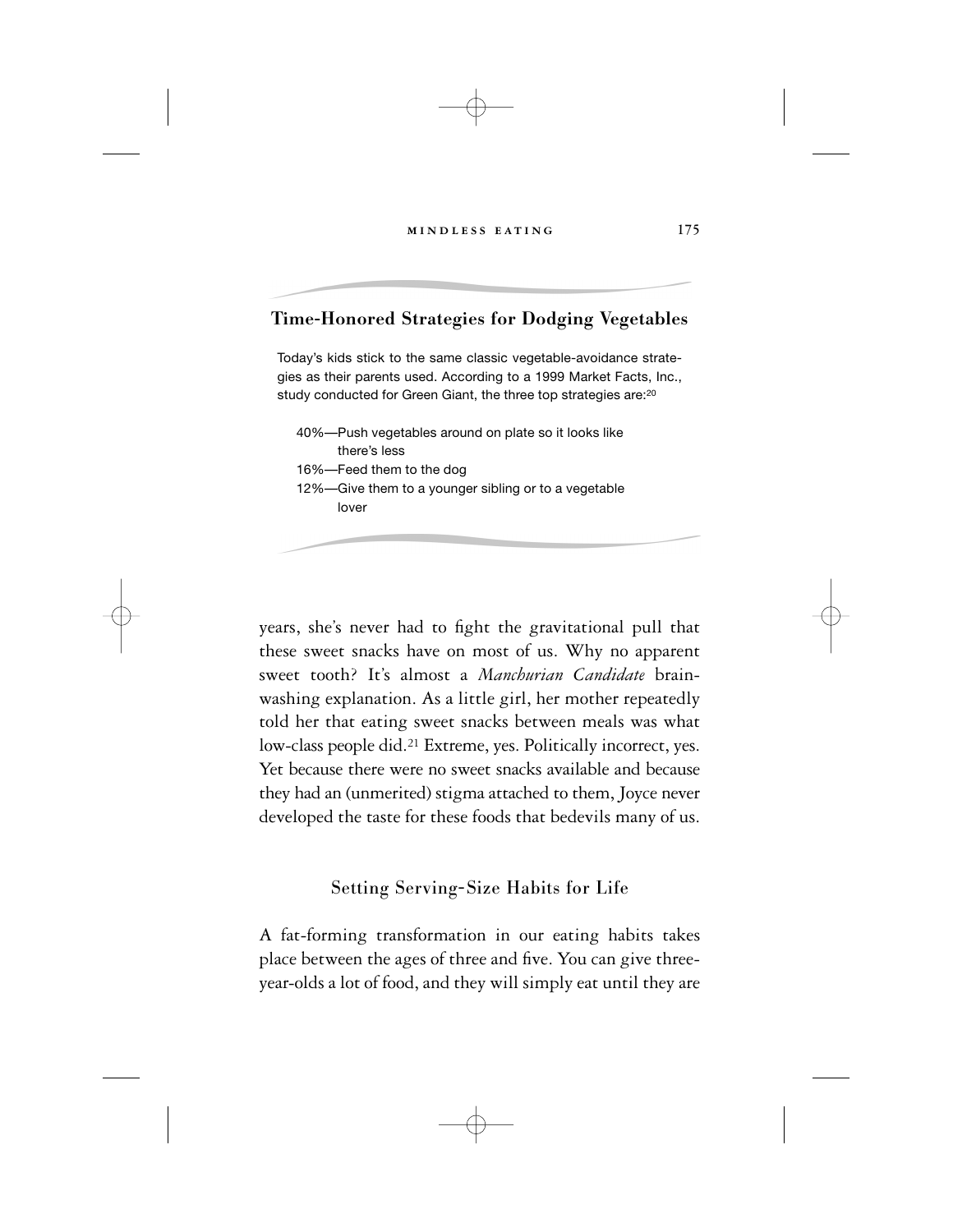### Time-Honored Strategies for Dodging Vegetables

Today's kids stick to the same classic vegetable-avoidance strategies as their parents used. According to a 1999 Market Facts, Inc., study conducted for Green Giant, the three top strategies are:[20]

- 40%—Push vegetables around on plate so it looks like there's less
- 16%—Feed them to the dog
- 12%—Give them to a younger sibling or to a vegetable lover

years, she's never had to fight the gravitational pull that these sweet snacks have on most of us. Why no apparent sweet tooth? It's almost a *Manchurian Candidate* brainwashing explanation. As a little girl, her mother repeatedly told her that eating sweet snacks between meals was what low-class people did.[21] Extreme, yes. Politically incorrect, yes. Yet because there were no sweet snacks available and because they had an (unmerited) stigma attached to them, Joyce never developed the taste for these foods that bedevils many of us.

## Setting Serving-Size Habits for Life

A fat-forming transformation in our eating habits takes place between the ages of three and five. You can give three-year-olds a lot of food, and they will simply eat until they are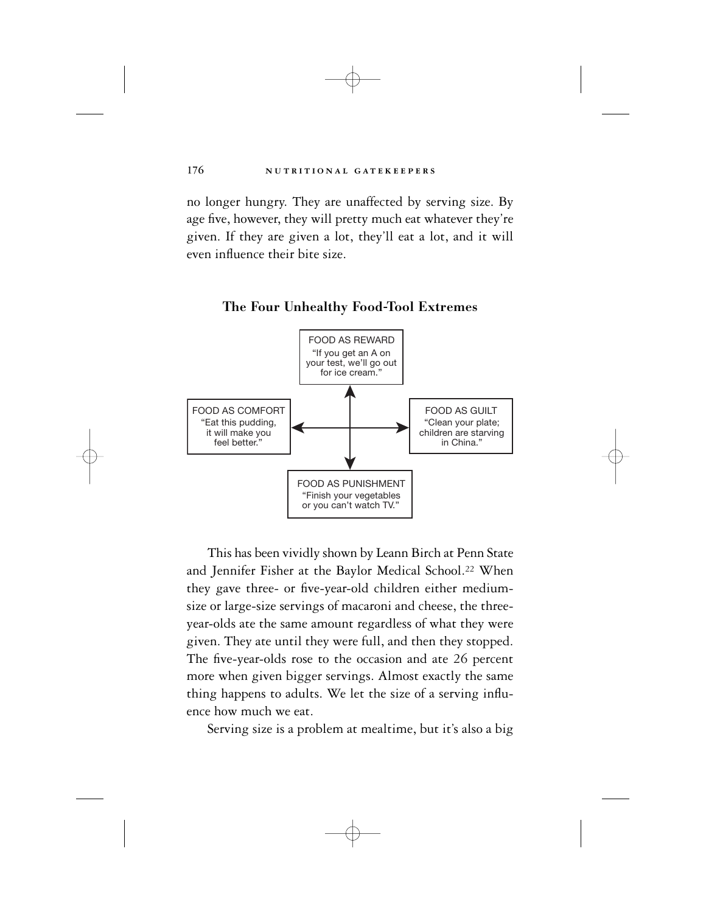no longer hungry. They are unaffected by serving size. By age five, however, they will pretty much eat whatever they're given. If they are given a lot, they'll eat a lot, and it will even influence their bite size.

### The Four Unhealthy Food-Tool Extremes

FOOD AS REWARD
"If you get an A on your test, we'll go out for ice cream."

FOOD AS COMFORT
"Eat this pudding, it will make you feel better."

FOOD AS GUILT
"Clean your plate; children are starving in China."

FOOD AS PUNISHMENT
"Finish your vegetables or you can't watch TV."

This has been vividly shown by Leann Birch at Penn State and Jennifer Fisher at the Baylor Medical School.[22] When they gave three- or five-year-old children either medium-size or large-size servings of macaroni and cheese, the three-year-olds ate the same amount regardless of what they were given. They ate until they were full, and then they stopped. The five-year-olds rose to the occasion and ate 26 percent more when given bigger servings. Almost exactly the same thing happens to adults. We let the size of a serving influence how much we eat.

Serving size is a problem at mealtime, but it's also a big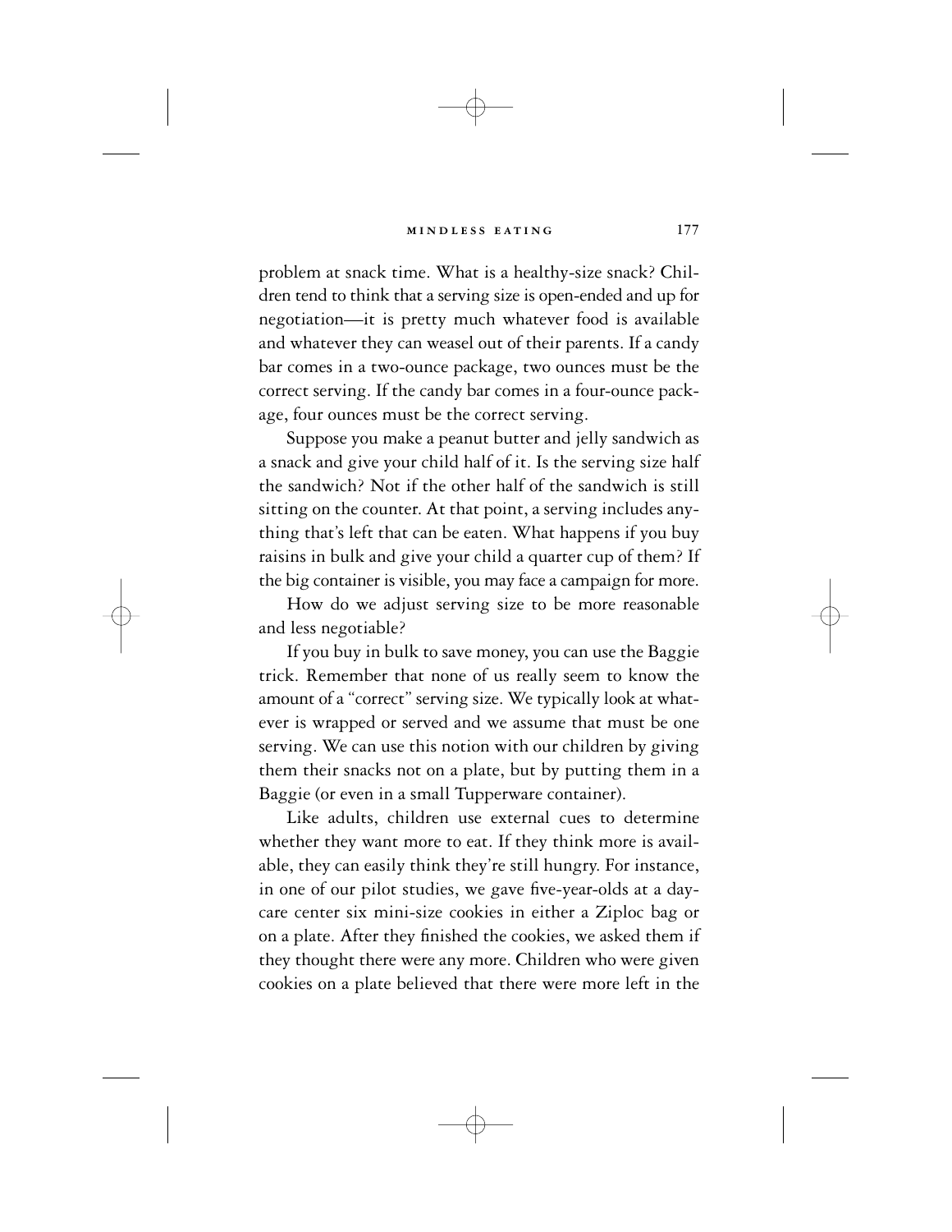problem at snack time. What is a healthy-size snack? Children tend to think that a serving size is open-ended and up for negotiation—it is pretty much whatever food is available and whatever they can weasel out of their parents. If a candy bar comes in a two-ounce package, two ounces must be the correct serving. If the candy bar comes in a four-ounce package, four ounces must be the correct serving.

Suppose you make a peanut butter and jelly sandwich as a snack and give your child half of it. Is the serving size half the sandwich? Not if the other half of the sandwich is still sitting on the counter. At that point, a serving includes anything that's left that can be eaten. What happens if you buy raisins in bulk and give your child a quarter cup of them? If the big container is visible, you may face a campaign for more.

How do we adjust serving size to be more reasonable and less negotiable?

If you buy in bulk to save money, you can use the Baggie trick. Remember that none of us really seem to know the amount of a "correct" serving size. We typically look at whatever is wrapped or served and we assume that must be one serving. We can use this notion with our children by giving them their snacks not on a plate, but by putting them in a Baggie (or even in a small Tupperware container).

Like adults, children use external cues to determine whether they want more to eat. If they think more is available, they can easily think they're still hungry. For instance, in one of our pilot studies, we gave five-year-olds at a daycare center six mini-size cookies in either a Ziploc bag or on a plate. After they finished the cookies, we asked them if they thought there were any more. Children who were given cookies on a plate believed that there were more left in the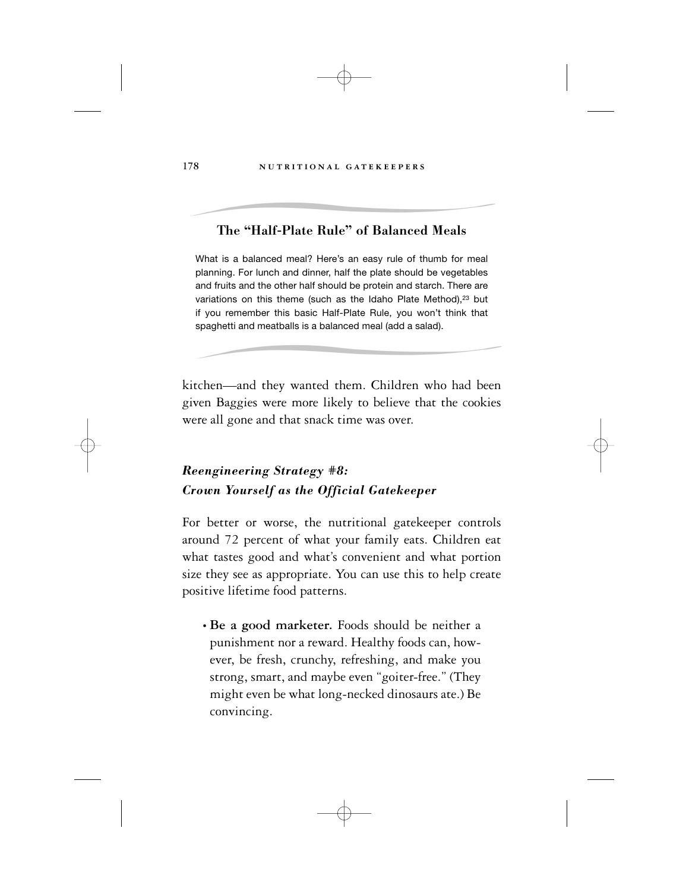### The "Half-Plate Rule" of Balanced Meals

What is a balanced meal? Here's an easy rule of thumb for meal planning. For lunch and dinner, half the plate should be vegetables and fruits and the other half should be protein and starch. There are variations on this theme (such as the Idaho Plate Method),[23] but if you remember this basic Half-Plate Rule, you won't think that spaghetti and meatballs is a balanced meal (add a salad).

kitchen—and they wanted them. Children who had been given Baggies were more likely to believe that the cookies were all gone and that snack time was over.

## *Reengineering Strategy #8: Crown Yourself as the Official Gatekeeper*

For better or worse, the nutritional gatekeeper controls around 72 percent of what your family eats. Children eat what tastes good and what's convenient and what portion size they see as appropriate. You can use this to help create positive lifetime food patterns.

- **Be a good marketer.** Foods should be neither a punishment nor a reward. Healthy foods can, however, be fresh, crunchy, refreshing, and make you strong, smart, and maybe even "goiter-free." (They might even be what long-necked dinosaurs ate.) Be convincing.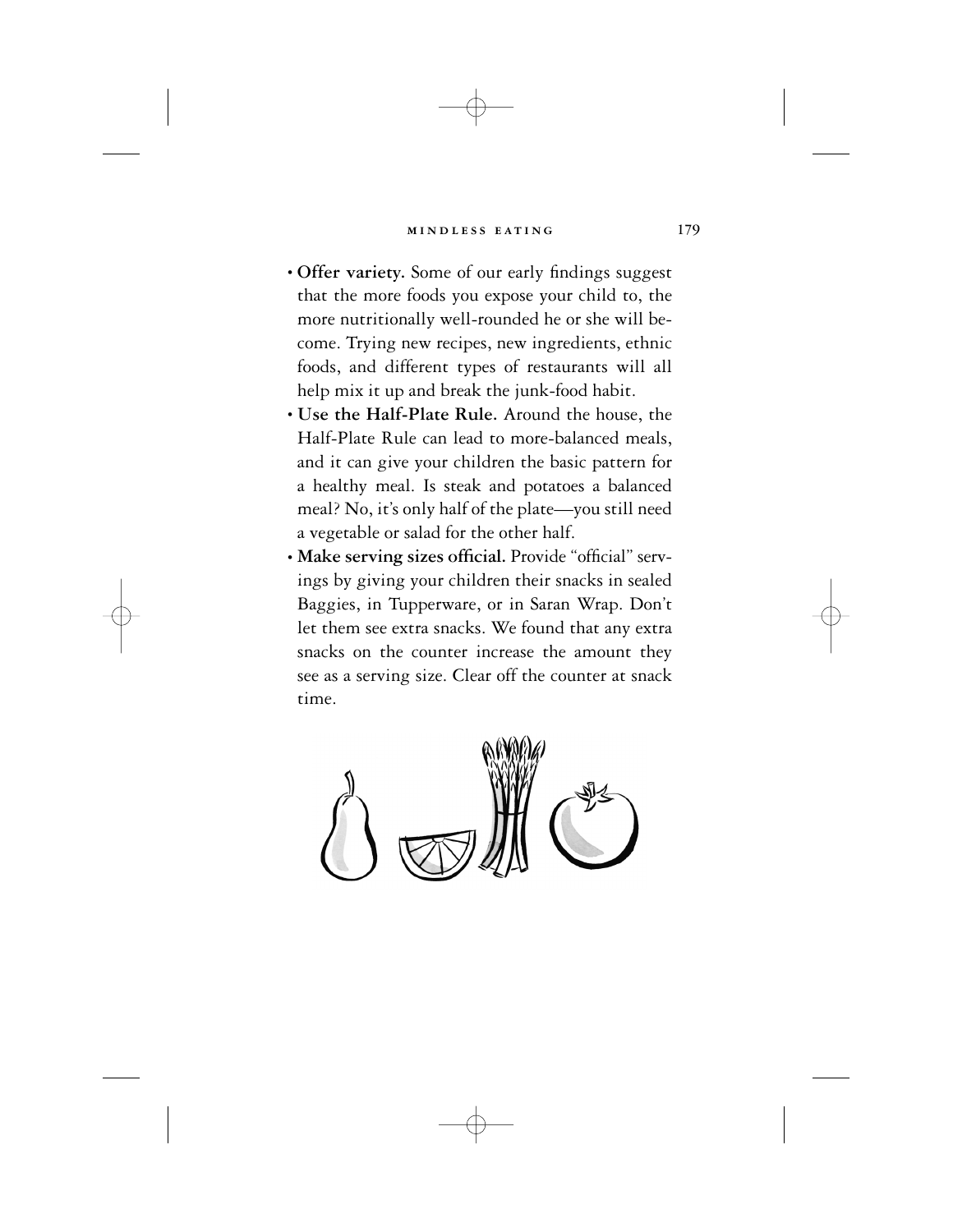- **Offer variety.** Some of our early findings suggest that the more foods you expose your child to, the more nutritionally well-rounded he or she will become. Trying new recipes, new ingredients, ethnic foods, and different types of restaurants will all help mix it up and break the junk-food habit.
- **Use the Half-Plate Rule.** Around the house, the Half-Plate Rule can lead to more-balanced meals, and it can give your children the basic pattern for a healthy meal. Is steak and potatoes a balanced meal? No, it's only half of the plate—you still need a vegetable or salad for the other half.
- **Make serving sizes official.** Provide "official" servings by giving your children their snacks in sealed Baggies, in Tupperware, or in Saran Wrap. Don't let them see extra snacks. We found that any extra snacks on the counter increase the amount they see as a serving size. Clear off the counter at snack time.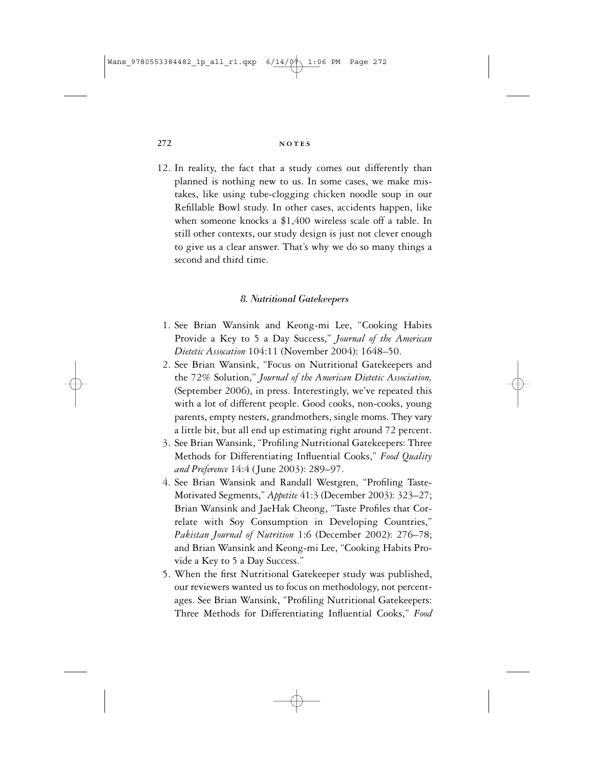12. In reality, the fact that a study comes out differently than planned is nothing new to us. In some cases, we make mistakes, like using tube-clogging chicken noodle soup in our Refillable Bowl study. In other cases, accidents happen, like when someone knocks a $1,400 wireless scale off a table. In still other contexts, our study design is just not clever enough to give us a clear answer. That's why we do so many things a second and third time.

### *8. Nutritional Gatekeepers*

1. See Brian Wansink and Keong-mi Lee, "Cooking Habits Provide a Key to 5 a Day Success," *Journal of the American Dietetic Assocation* 104:11 (November 2004): 1648–50.
2. See Brian Wansink, "Focus on Nutritional Gatekeepers and the 72% Solution," *Journal of the American Dietetic Association,* (September 2006), in press. Interestingly, we've repeated this with a lot of different people. Good cooks, non-cooks, young parents, empty nesters, grandmothers, single moms. They vary a little bit, but all end up estimating right around 72 percent.
3. See Brian Wansink, "Profiling Nutritional Gatekeepers: Three Methods for Differentiating Influential Cooks," *Food Quality and Preference* 14:4 (June 2003): 289–97.
4. See Brian Wansink and Randall Westgren, "Profiling Taste-Motivated Segments," *Appetite* 41:3 (December 2003): 323–27; Brian Wansink and JaeHak Cheong, "Taste Profiles that Correlate with Soy Consumption in Developing Countries," *Pakistan Journal of Nutrition* 1:6 (December 2002): 276–78; and Brian Wansink and Keong-mi Lee, "Cooking Habits Provide a Key to 5 a Day Success."
5. When the first Nutritional Gatekeeper study was published, our reviewers wanted us to focus on methodology, not percentages. See Brian Wansink, "Profiling Nutritional Gatekeepers: Three Methods for Differentiating Influential Cooks," *Food*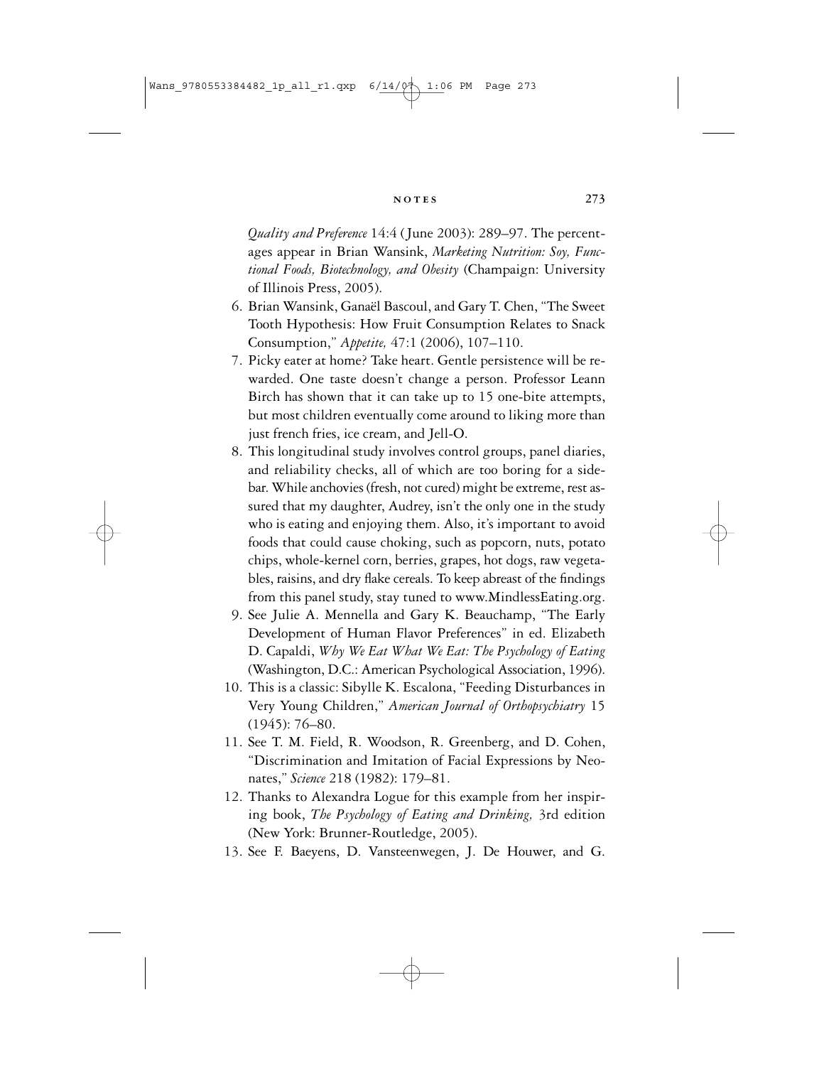*Quality and Preference* 14:4 (June 2003): 289–97. The percentages appear in Brian Wansink, *Marketing Nutrition: Soy, Functional Foods, Biotechnology, and Obesity* (Champaign: University of Illinois Press, 2005).

6. Brian Wansink, Ganaël Bascoul, and Gary T. Chen, "The Sweet Tooth Hypothesis: How Fruit Consumption Relates to Snack Consumption," *Appetite,* 47:1 (2006), 107–110.
7. Picky eater at home? Take heart. Gentle persistence will be rewarded. One taste doesn't change a person. Professor Leann Birch has shown that it can take up to 15 one-bite attempts, but most children eventually come around to liking more than just french fries, ice cream, and Jell-O.
8. This longitudinal study involves control groups, panel diaries, and reliability checks, all of which are too boring for a sidebar. While anchovies (fresh, not cured) might be extreme, rest assured that my daughter, Audrey, isn't the only one in the study who is eating and enjoying them. Also, it's important to avoid foods that could cause choking, such as popcorn, nuts, potato chips, whole-kernel corn, berries, grapes, hot dogs, raw vegetables, raisins, and dry flake cereals. To keep abreast of the findings from this panel study, stay tuned to www.MindlessEating.org.
9. See Julie A. Mennella and Gary K. Beauchamp, "The Early Development of Human Flavor Preferences" in ed. Elizabeth D. Capaldi, *Why We Eat What We Eat: The Psychology of Eating* (Washington, D.C.: American Psychological Association, 1996).
10. This is a classic: Sibylle K. Escalona, "Feeding Disturbances in Very Young Children," *American Journal of Orthopsychiatry* 15 (1945): 76–80.
11. See T. M. Field, R. Woodson, R. Greenberg, and D. Cohen, "Discrimination and Imitation of Facial Expressions by Neonates," *Science* 218 (1982): 179–81.
12. Thanks to Alexandra Logue for this example from her inspiring book, *The Psychology of Eating and Drinking,* 3rd edition (New York: Brunner-Routledge, 2005).
13. See F. Baeyens, D. Vansteenwegen, J. De Houwer, and G.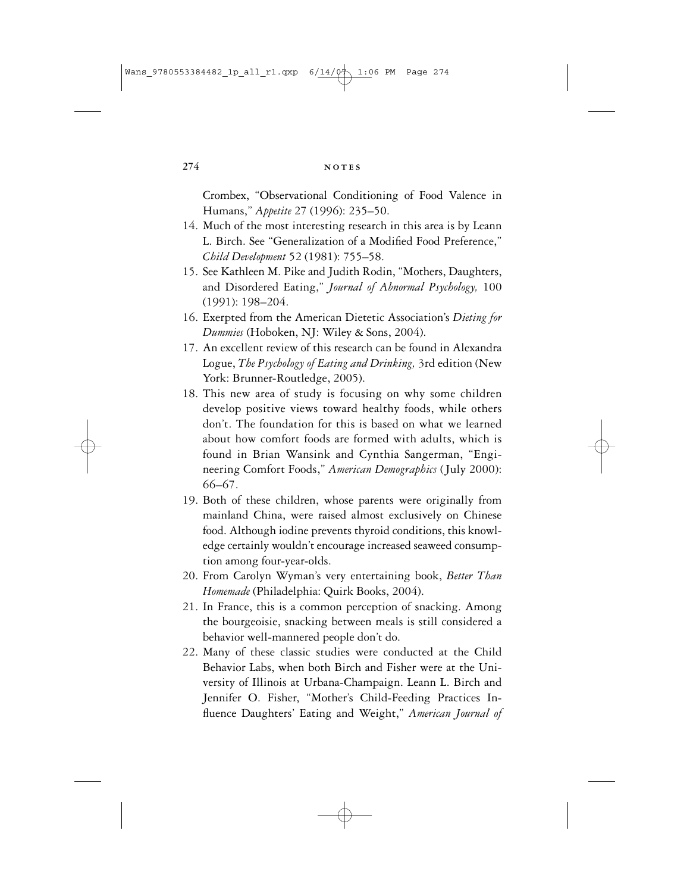Crombex, "Observational Conditioning of Food Valence in Humans," *Appetite* 27 (1996): 235–50.

14. Much of the most interesting research in this area is by Leann L. Birch. See "Generalization of a Modified Food Preference," *Child Development* 52 (1981): 755–58.
15. See Kathleen M. Pike and Judith Rodin, "Mothers, Daughters, and Disordered Eating," *Journal of Abnormal Psychology,* 100 (1991): 198–204.
16. Exerpted from the American Dietetic Association's *Dieting for Dummies* (Hoboken, NJ: Wiley & Sons, 2004).
17. An excellent review of this research can be found in Alexandra Logue, *The Psychology of Eating and Drinking,* 3rd edition (New York: Brunner-Routledge, 2005).
18. This new area of study is focusing on why some children develop positive views toward healthy foods, while others don't. The foundation for this is based on what we learned about how comfort foods are formed with adults, which is found in Brian Wansink and Cynthia Sangerman, "Engineering Comfort Foods," *American Demographics* (July 2000): 66–67.
19. Both of these children, whose parents were originally from mainland China, were raised almost exclusively on Chinese food. Although iodine prevents thyroid conditions, this knowledge certainly wouldn't encourage increased seaweed consumption among four-year-olds.
20. From Carolyn Wyman's very entertaining book, *Better Than Homemade* (Philadelphia: Quirk Books, 2004).
21. In France, this is a common perception of snacking. Among the bourgeoisie, snacking between meals is still considered a behavior well-mannered people don't do.
22. Many of these classic studies were conducted at the Child Behavior Labs, when both Birch and Fisher were at the University of Illinois at Urbana-Champaign. Leann L. Birch and Jennifer O. Fisher, "Mother's Child-Feeding Practices Influence Daughters' Eating and Weight," *American Journal of*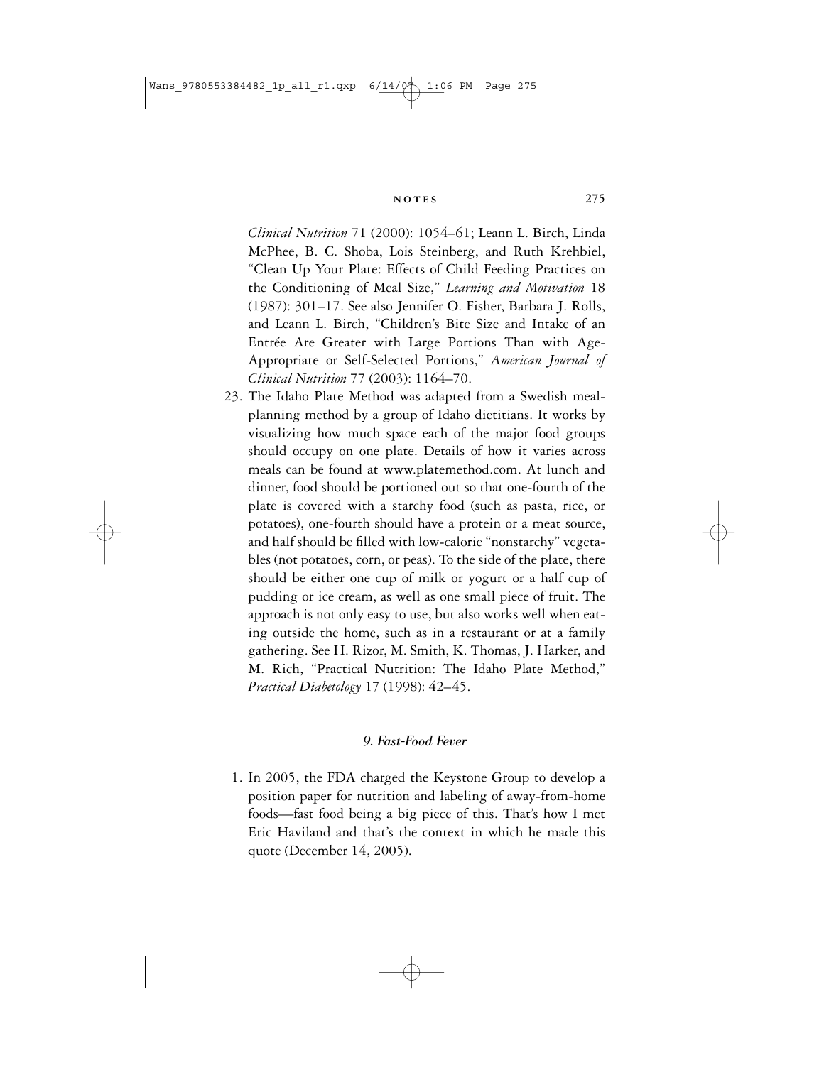*Clinical Nutrition* 71 (2000): 1054–61; Leann L. Birch, Linda McPhee, B. C. Shoba, Lois Steinberg, and Ruth Krehbiel, "Clean Up Your Plate: Effects of Child Feeding Practices on the Conditioning of Meal Size," *Learning and Motivation* 18 (1987): 301–17. See also Jennifer O. Fisher, Barbara J. Rolls, and Leann L. Birch, "Children's Bite Size and Intake of an Entrée Are Greater with Large Portions Than with Age-Appropriate or Self-Selected Portions," *American Journal of Clinical Nutrition* 77 (2003): 1164–70.

23. The Idaho Plate Method was adapted from a Swedish meal-planning method by a group of Idaho dietitians. It works by visualizing how much space each of the major food groups should occupy on one plate. Details of how it varies across meals can be found at www.platemethod.com. At lunch and dinner, food should be portioned out so that one-fourth of the plate is covered with a starchy food (such as pasta, rice, or potatoes), one-fourth should have a protein or a meat source, and half should be filled with low-calorie "nonstarchy" vegetables (not potatoes, corn, or peas). To the side of the plate, there should be either one cup of milk or yogurt or a half cup of pudding or ice cream, as well as one small piece of fruit. The approach is not only easy to use, but also works well when eating outside the home, such as in a restaurant or at a family gathering. See H. Rizor, M. Smith, K. Thomas, J. Harker, and M. Rich, "Practical Nutrition: The Idaho Plate Method," *Practical Diabetology* 17 (1998): 42–45.

### *9. Fast-Food Fever*

1. In 2005, the FDA charged the Keystone Group to develop a position paper for nutrition and labeling of away-from-home foods—fast food being a big piece of this. That's how I met Eric Haviland and that's the context in which he made this quote (December 14, 2005).